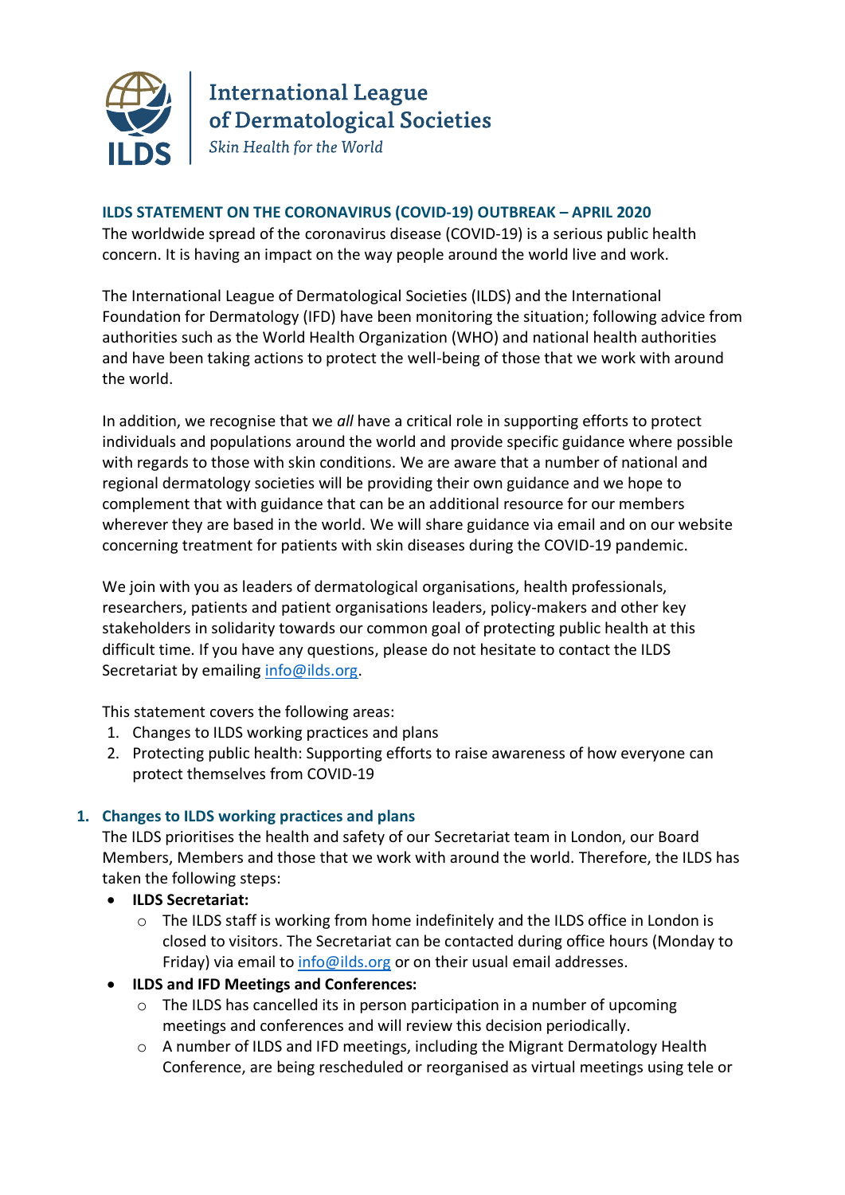International League of Dermatological Societies

*Skin Health for the World*

## ILDS STATEMENT ON THE CORONAVIRUS (COVID-19) OUTBREAK – APRIL 2020

The worldwide spread of the coronavirus disease (COVID-19) is a serious public health concern. It is having an impact on the way people around the world live and work.

The International League of Dermatological Societies (ILDS) and the International Foundation for Dermatology (IFD) have been monitoring the situation; following advice from authorities such as the World Health Organization (WHO) and national health authorities and have been taking actions to protect the well-being of those that we work with around the world.

In addition, we recognise that we *all* have a critical role in supporting efforts to protect individuals and populations around the world and provide specific guidance where possible with regards to those with skin conditions. We are aware that a number of national and regional dermatology societies will be providing their own guidance and we hope to complement that with guidance that can be an additional resource for our members wherever they are based in the world. We will share guidance via email and on our website concerning treatment for patients with skin diseases during the COVID-19 pandemic.

We join with you as leaders of dermatological organisations, health professionals, researchers, patients and patient organisations leaders, policy-makers and other key stakeholders in solidarity towards our common goal of protecting public health at this difficult time. If you have any questions, please do not hesitate to contact the ILDS Secretariat by emailing info@ilds.org.

This statement covers the following areas:

1. Changes to ILDS working practices and plans
2. Protecting public health: Supporting efforts to raise awareness of how everyone can protect themselves from COVID-19

### 1. Changes to ILDS working practices and plans

The ILDS prioritises the health and safety of our Secretariat team in London, our Board Members, Members and those that we work with around the world. Therefore, the ILDS has taken the following steps:

- **ILDS Secretariat:**
  - The ILDS staff is working from home indefinitely and the ILDS office in London is closed to visitors. The Secretariat can be contacted during office hours (Monday to Friday) via email to info@ilds.org or on their usual email addresses.
- **ILDS and IFD Meetings and Conferences:**
  - The ILDS has cancelled its in person participation in a number of upcoming meetings and conferences and will review this decision periodically.
  - A number of ILDS and IFD meetings, including the Migrant Dermatology Health Conference, are being rescheduled or reorganised as virtual meetings using tele or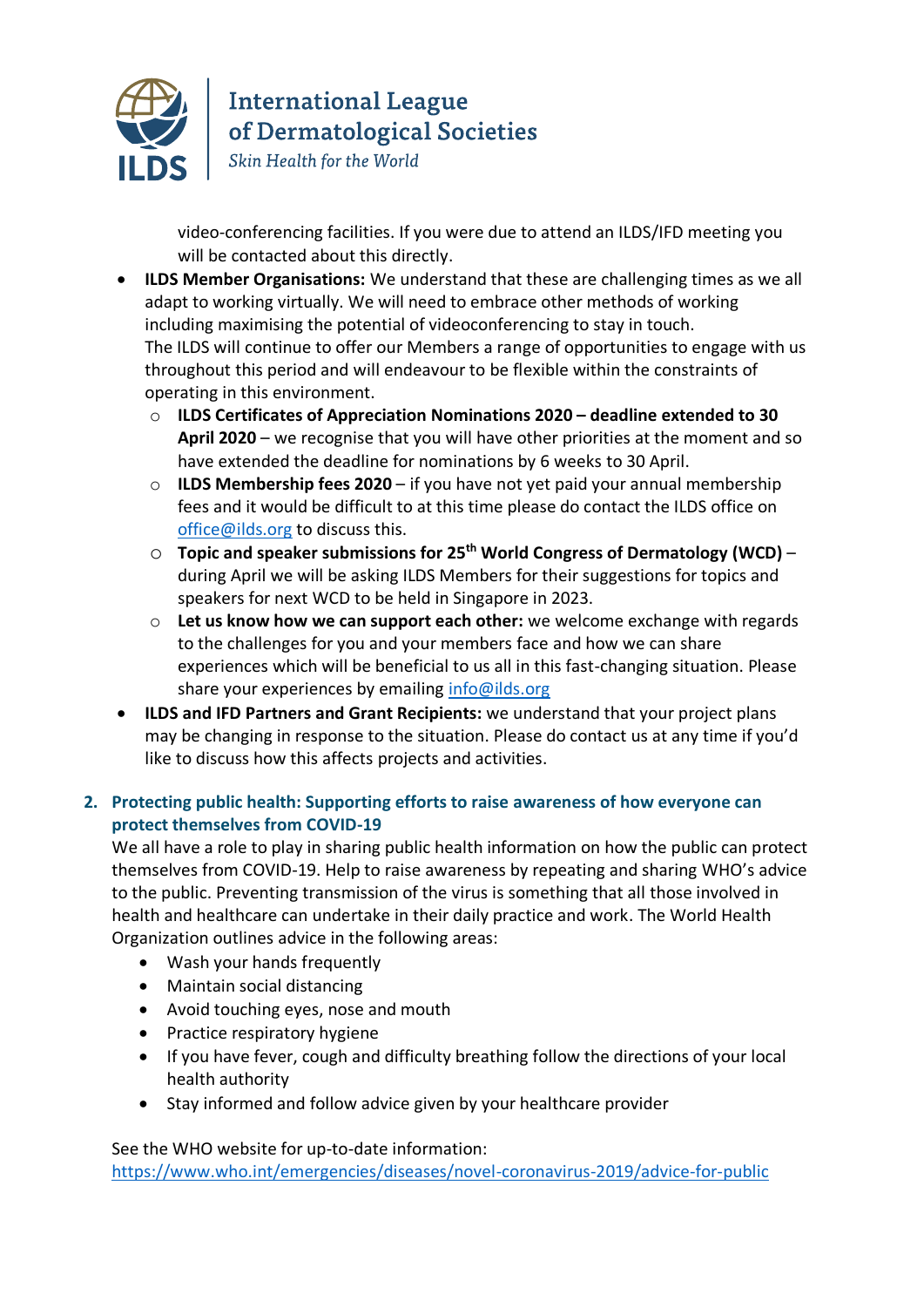video-conferencing facilities. If you were due to attend an ILDS/IFD meeting you will be contacted about this directly.

- **ILDS Member Organisations:** We understand that these are challenging times as we all adapt to working virtually. We will need to embrace other methods of working including maximising the potential of videoconferencing to stay in touch.
  The ILDS will continue to offer our Members a range of opportunities to engage with us throughout this period and will endeavour to be flexible within the constraints of operating in this environment.
  - **ILDS Certificates of Appreciation Nominations 2020 – deadline extended to 30 April 2020** – we recognise that you will have other priorities at the moment and so have extended the deadline for nominations by 6 weeks to 30 April.
  - **ILDS Membership fees 2020** – if you have not yet paid your annual membership fees and it would be difficult to at this time please do contact the ILDS office on office@ilds.org to discuss this.
  - **Topic and speaker submissions for 25th World Congress of Dermatology (WCD)** – during April we will be asking ILDS Members for their suggestions for topics and speakers for next WCD to be held in Singapore in 2023.
  - **Let us know how we can support each other:** we welcome exchange with regards to the challenges for you and your members face and how we can share experiences which will be beneficial to us all in this fast-changing situation. Please share your experiences by emailing info@ilds.org
- **ILDS and IFD Partners and Grant Recipients:** we understand that your project plans may be changing in response to the situation. Please do contact us at any time if you'd like to discuss how this affects projects and activities.

## 2. Protecting public health: Supporting efforts to raise awareness of how everyone can protect themselves from COVID-19

We all have a role to play in sharing public health information on how the public can protect themselves from COVID-19. Help to raise awareness by repeating and sharing WHO's advice to the public. Preventing transmission of the virus is something that all those involved in health and healthcare can undertake in their daily practice and work. The World Health Organization outlines advice in the following areas:

- Wash your hands frequently
- Maintain social distancing
- Avoid touching eyes, nose and mouth
- Practice respiratory hygiene
- If you have fever, cough and difficulty breathing follow the directions of your local health authority
- Stay informed and follow advice given by your healthcare provider

See the WHO website for up-to-date information:
https://www.who.int/emergencies/diseases/novel-coronavirus-2019/advice-for-public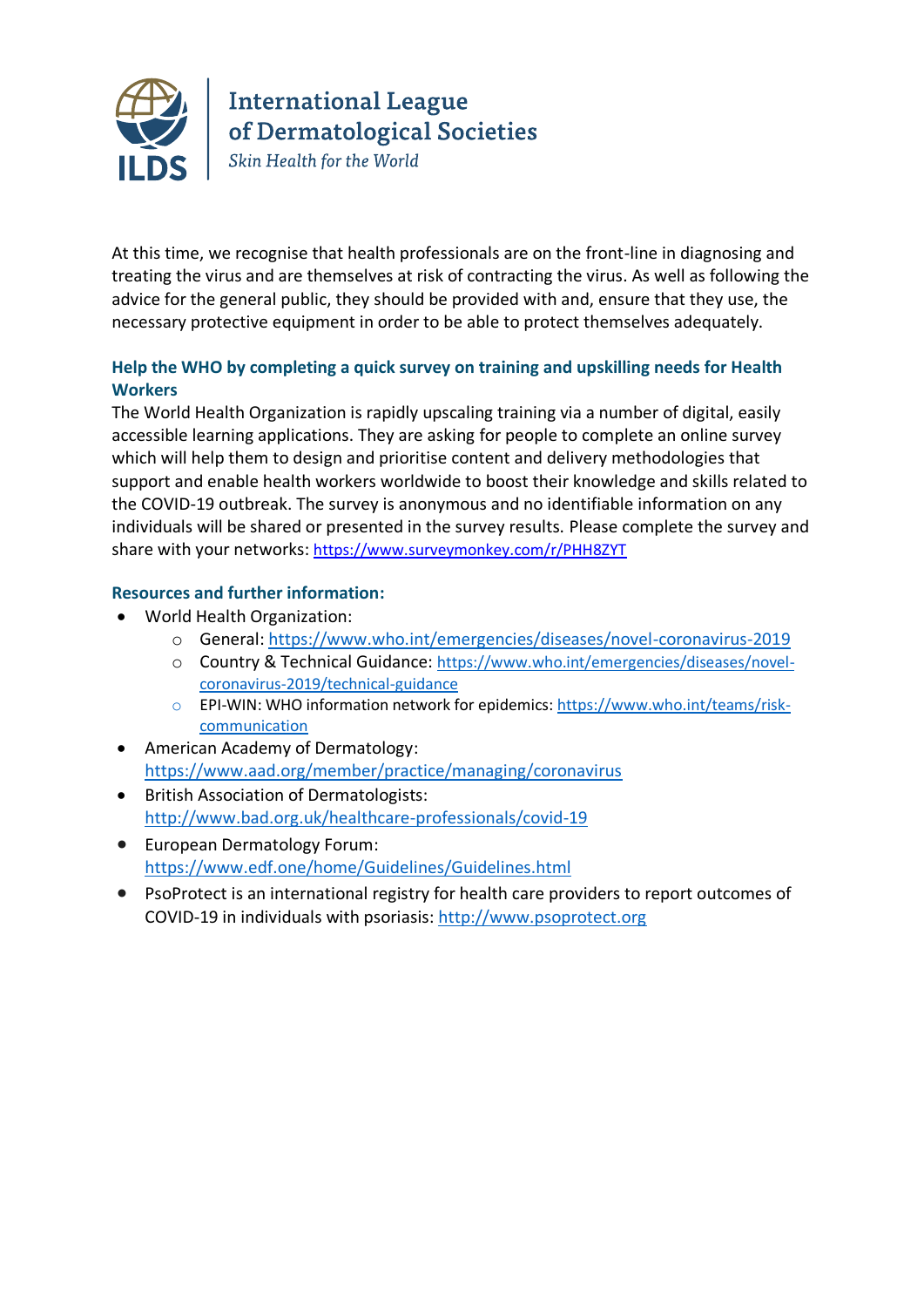International League of Dermatological Societies

*Skin Health for the World*

At this time, we recognise that health professionals are on the front-line in diagnosing and treating the virus and are themselves at risk of contracting the virus. As well as following the advice for the general public, they should be provided with and, ensure that they use, the necessary protective equipment in order to be able to protect themselves adequately.

### Help the WHO by completing a quick survey on training and upskilling needs for Health Workers

The World Health Organization is rapidly upscaling training via a number of digital, easily accessible learning applications. They are asking for people to complete an online survey which will help them to design and prioritise content and delivery methodologies that support and enable health workers worldwide to boost their knowledge and skills related to the COVID-19 outbreak. The survey is anonymous and no identifiable information on any individuals will be shared or presented in the survey results. Please complete the survey and share with your networks: https://www.surveymonkey.com/r/PHH8ZYT

### Resources and further information:

- World Health Organization:
  - General: https://www.who.int/emergencies/diseases/novel-coronavirus-2019
  - Country & Technical Guidance: https://www.who.int/emergencies/diseases/novel-coronavirus-2019/technical-guidance
  - EPI-WIN: WHO information network for epidemics: https://www.who.int/teams/risk-communication
- American Academy of Dermatology: https://www.aad.org/member/practice/managing/coronavirus
- British Association of Dermatologists: http://www.bad.org.uk/healthcare-professionals/covid-19
- European Dermatology Forum: https://www.edf.one/home/Guidelines/Guidelines.html
- PsoProtect is an international registry for health care providers to report outcomes of COVID-19 in individuals with psoriasis: http://www.psoprotect.org